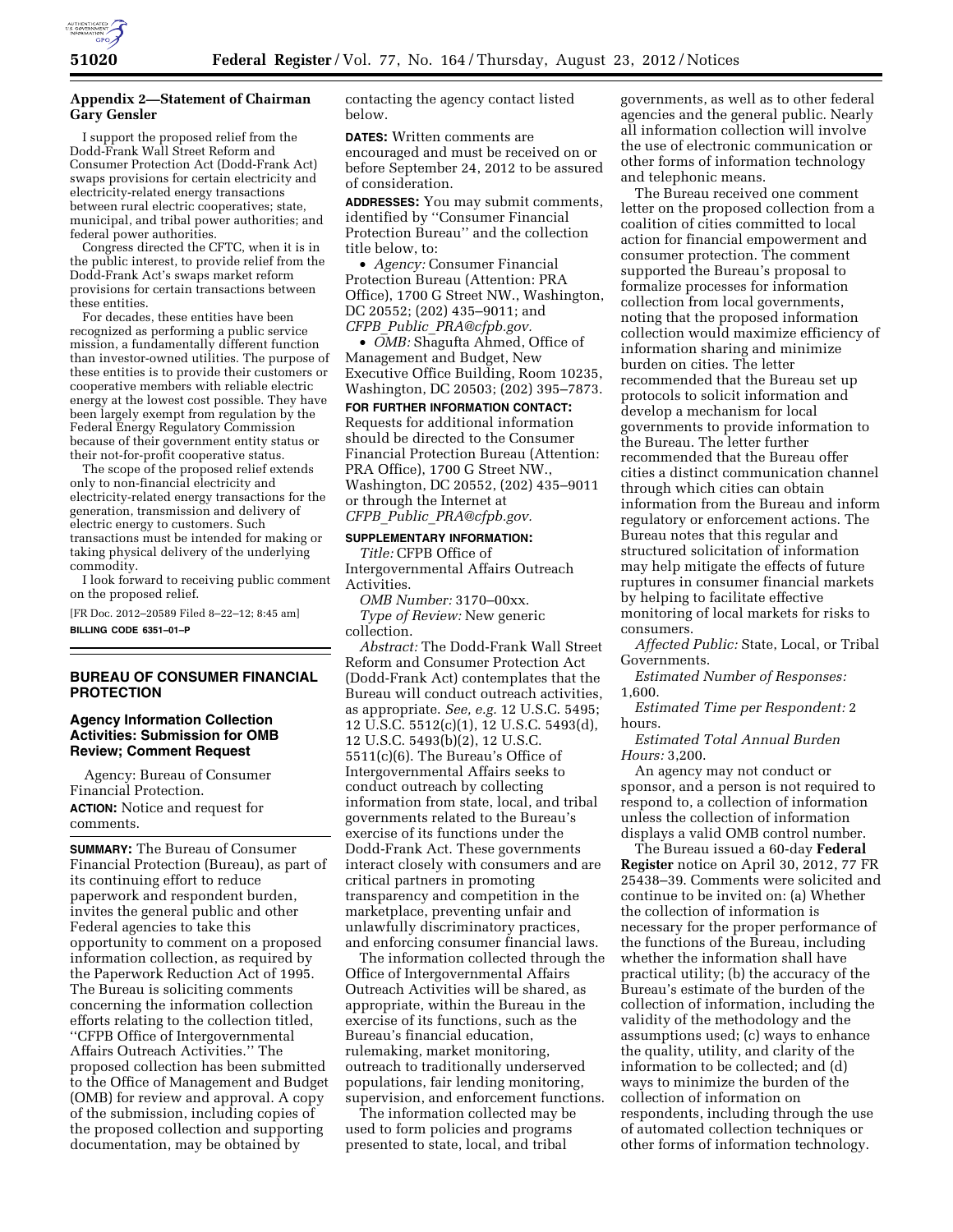## Appendix 2—Statement of Chairman Gary Gensler

I support the proposed relief from the Dodd-Frank Wall Street Reform and Consumer Protection Act (Dodd-Frank Act) swaps provisions for certain electricity and electricity-related energy transactions between rural electric cooperatives; state, municipal, and tribal power authorities; and federal power authorities.

Congress directed the CFTC, when it is in the public interest, to provide relief from the Dodd-Frank Act's swaps market reform provisions for certain transactions between these entities.

For decades, these entities have been recognized as performing a public service mission, a fundamentally different function than investor-owned utilities. The purpose of these entities is to provide their customers or cooperative members with reliable electric energy at the lowest cost possible. They have been largely exempt from regulation by the Federal Energy Regulatory Commission because of their government entity status or their not-for-profit cooperative status.

The scope of the proposed relief extends only to non-financial electricity and electricity-related energy transactions for the generation, transmission and delivery of electric energy to customers. Such transactions must be intended for making or taking physical delivery of the underlying commodity.

I look forward to receiving public comment on the proposed relief.

[FR Doc. 2012–20589 Filed 8–22–12; 8:45 am]

**BILLING CODE 6351–01–P**

## BUREAU OF CONSUMER FINANCIAL PROTECTION

### Agency Information Collection Activities: Submission for OMB Review; Comment Request

Agency: Bureau of Consumer Financial Protection.

**ACTION:** Notice and request for comments.

**SUMMARY:** The Bureau of Consumer Financial Protection (Bureau), as part of its continuing effort to reduce paperwork and respondent burden, invites the general public and other Federal agencies to take this opportunity to comment on a proposed information collection, as required by the Paperwork Reduction Act of 1995. The Bureau is soliciting comments concerning the information collection efforts relating to the collection titled, ''CFPB Office of Intergovernmental Affairs Outreach Activities.'' The proposed collection has been submitted to the Office of Management and Budget (OMB) for review and approval. A copy of the submission, including copies of the proposed collection and supporting documentation, may be obtained by contacting the agency contact listed below.

**DATES:** Written comments are encouraged and must be received on or before September 24, 2012 to be assured of consideration.

**ADDRESSES:** You may submit comments, identified by ''Consumer Financial Protection Bureau'' and the collection title below, to:

- *Agency:* Consumer Financial Protection Bureau (Attention: PRA Office), 1700 G Street NW., Washington, DC 20552; (202) 435–9011; and *CFPB_Public_PRA@cfpb.gov.*
- *OMB:* Shagufta Ahmed, Office of Management and Budget, New Executive Office Building, Room 10235, Washington, DC 20503; (202) 395–7873.

**FOR FURTHER INFORMATION CONTACT:** Requests for additional information should be directed to the Consumer Financial Protection Bureau (Attention: PRA Office), 1700 G Street NW., Washington, DC 20552, (202) 435–9011 or through the Internet at *CFPB_Public_PRA@cfpb.gov.*

**SUPPLEMENTARY INFORMATION:**

*Title:* CFPB Office of Intergovernmental Affairs Outreach Activities.

*OMB Number:* 3170–00xx.

*Type of Review:* New generic collection.

*Abstract:* The Dodd-Frank Wall Street Reform and Consumer Protection Act (Dodd-Frank Act) contemplates that the Bureau will conduct outreach activities, as appropriate. *See, e.g.* 12 U.S.C. 5495; 12 U.S.C. 5512(c)(1), 12 U.S.C. 5493(d), 12 U.S.C. 5493(b)(2), 12 U.S.C. 5511(c)(6). The Bureau's Office of Intergovernmental Affairs seeks to conduct outreach by collecting information from state, local, and tribal governments related to the Bureau's exercise of its functions under the Dodd-Frank Act. These governments interact closely with consumers and are critical partners in promoting transparency and competition in the marketplace, preventing unfair and unlawfully discriminatory practices, and enforcing consumer financial laws.

The information collected through the Office of Intergovernmental Affairs Outreach Activities will be shared, as appropriate, within the Bureau in the exercise of its functions, such as the Bureau's financial education, rulemaking, market monitoring, outreach to traditionally underserved populations, fair lending monitoring, supervision, and enforcement functions.

The information collected may be used to form policies and programs presented to state, local, and tribal governments, as well as to other federal agencies and the general public. Nearly all information collection will involve the use of electronic communication or other forms of information technology and telephonic means.

The Bureau received one comment letter on the proposed collection from a coalition of cities committed to local action for financial empowerment and consumer protection. The comment supported the Bureau's proposal to formalize processes for information collection from local governments, noting that the proposed information collection would maximize efficiency of information sharing and minimize burden on cities. The letter recommended that the Bureau set up protocols to solicit information and develop a mechanism for local governments to provide information to the Bureau. The letter further recommended that the Bureau offer cities a distinct communication channel through which cities can obtain information from the Bureau and inform regulatory or enforcement actions. The Bureau notes that this regular and structured solicitation of information may help mitigate the effects of future ruptures in consumer financial markets by helping to facilitate effective monitoring of local markets for risks to consumers.

*Affected Public:* State, Local, or Tribal Governments.

*Estimated Number of Responses:* 1,600.

*Estimated Time per Respondent:* 2 hours.

*Estimated Total Annual Burden Hours:* 3,200.

An agency may not conduct or sponsor, and a person is not required to respond to, a collection of information unless the collection of information displays a valid OMB control number.

The Bureau issued a 60-day **Federal Register** notice on April 30, 2012, 77 FR 25438–39. Comments were solicited and continue to be invited on: (a) Whether the collection of information is necessary for the proper performance of the functions of the Bureau, including whether the information shall have practical utility; (b) the accuracy of the Bureau's estimate of the burden of the collection of information, including the validity of the methodology and the assumptions used; (c) ways to enhance the quality, utility, and clarity of the information to be collected; and (d) ways to minimize the burden of the collection of information on respondents, including through the use of automated collection techniques or other forms of information technology.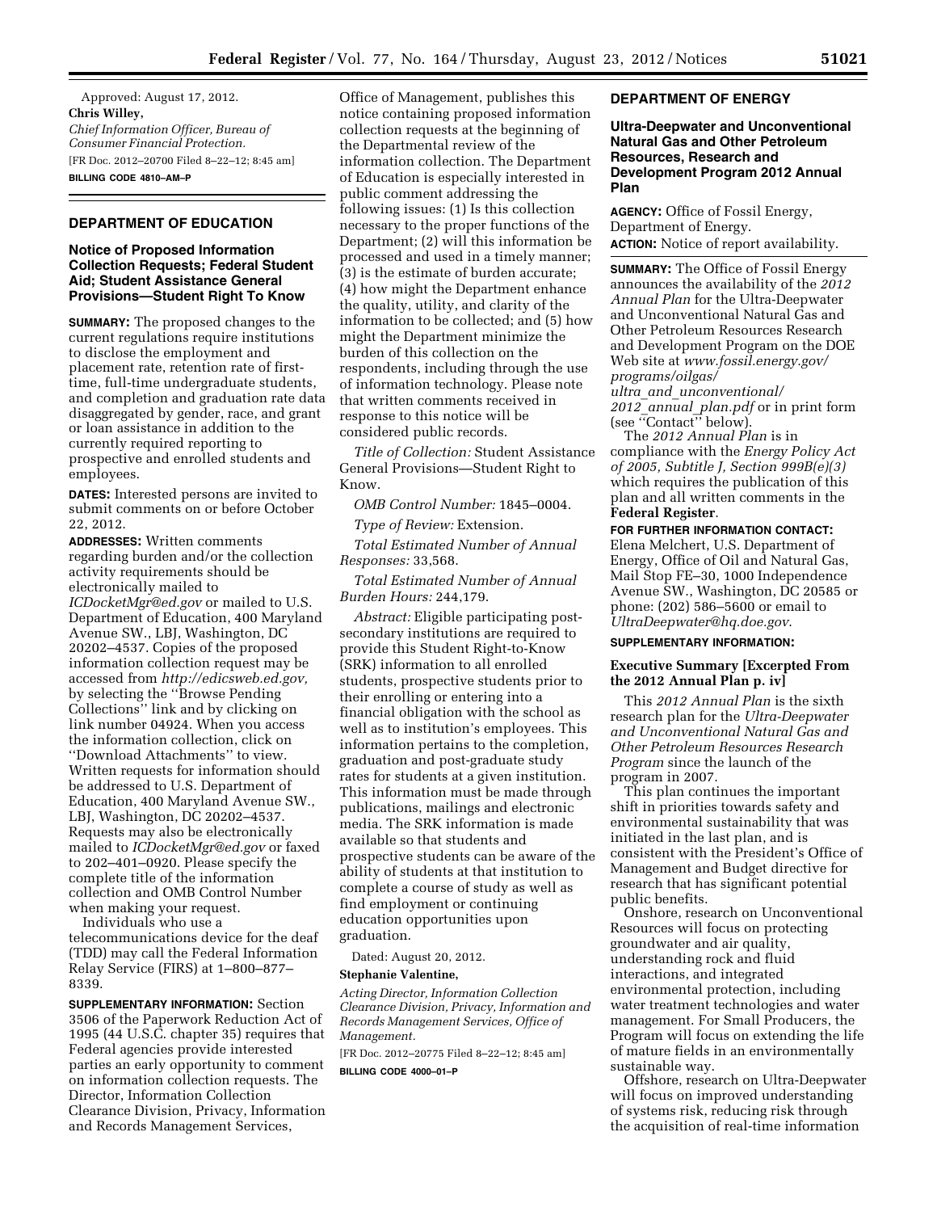Approved: August 17, 2012.

**Chris Willey,**

*Chief Information Officer, Bureau of Consumer Financial Protection.*

[FR Doc. 2012–20700 Filed 8–22–12; 8:45 am]

**BILLING CODE 4810–AM–P**

## DEPARTMENT OF EDUCATION

### Notice of Proposed Information Collection Requests; Federal Student Aid; Student Assistance General Provisions—Student Right To Know

**SUMMARY:** The proposed changes to the current regulations require institutions to disclose the employment and placement rate, retention rate of first-time, full-time undergraduate students, and completion and graduation rate data disaggregated by gender, race, and grant or loan assistance in addition to the currently required reporting to prospective and enrolled students and employees.

**DATES:** Interested persons are invited to submit comments on or before October 22, 2012.

**ADDRESSES:** Written comments regarding burden and/or the collection activity requirements should be electronically mailed to *ICDocketMgr@ed.gov* or mailed to U.S. Department of Education, 400 Maryland Avenue SW., LBJ, Washington, DC 20202–4537. Copies of the proposed information collection request may be accessed from *http://edicsweb.ed.gov,* by selecting the ''Browse Pending Collections'' link and by clicking on link number 04924. When you access the information collection, click on ''Download Attachments'' to view. Written requests for information should be addressed to U.S. Department of Education, 400 Maryland Avenue SW., LBJ, Washington, DC 20202–4537. Requests may also be electronically mailed to *ICDocketMgr@ed.gov* or faxed to 202–401–0920. Please specify the complete title of the information collection and OMB Control Number when making your request.

Individuals who use a telecommunications device for the deaf (TDD) may call the Federal Information Relay Service (FIRS) at 1–800–877–8339.

**SUPPLEMENTARY INFORMATION:** Section 3506 of the Paperwork Reduction Act of 1995 (44 U.S.C. chapter 35) requires that Federal agencies provide interested parties an early opportunity to comment on information collection requests. The Director, Information Collection Clearance Division, Privacy, Information and Records Management Services, Office of Management, publishes this notice containing proposed information collection requests at the beginning of the Departmental review of the information collection. The Department of Education is especially interested in public comment addressing the following issues: (1) Is this collection necessary to the proper functions of the Department; (2) will this information be processed and used in a timely manner; (3) is the estimate of burden accurate; (4) how might the Department enhance the quality, utility, and clarity of the information to be collected; and (5) how might the Department minimize the burden of this collection on the respondents, including through the use of information technology. Please note that written comments received in response to this notice will be considered public records.

*Title of Collection:* Student Assistance General Provisions—Student Right to Know.

*OMB Control Number:* 1845–0004.

*Type of Review:* Extension.

*Total Estimated Number of Annual Responses:* 33,568.

*Total Estimated Number of Annual Burden Hours:* 244,179.

*Abstract:* Eligible participating post-secondary institutions are required to provide this Student Right-to-Know (SRK) information to all enrolled students, prospective students prior to their enrolling or entering into a financial obligation with the school as well as to institution's employees. This information pertains to the completion, graduation and post-graduate study rates for students at a given institution. This information must be made through publications, mailings and electronic media. The SRK information is made available so that students and prospective students can be aware of the ability of students at that institution to complete a course of study as well as find employment or continuing education opportunities upon graduation.

Dated: August 20, 2012.

**Stephanie Valentine,**

*Acting Director, Information Collection Clearance Division, Privacy, Information and Records Management Services, Office of Management.*

[FR Doc. 2012–20775 Filed 8–22–12; 8:45 am]

**BILLING CODE 4000–01–P**

## DEPARTMENT OF ENERGY

### Ultra-Deepwater and Unconventional Natural Gas and Other Petroleum Resources, Research and Development Program 2012 Annual Plan

**AGENCY:** Office of Fossil Energy, Department of Energy.

**ACTION:** Notice of report availability.

**SUMMARY:** The Office of Fossil Energy announces the availability of the *2012 Annual Plan* for the Ultra-Deepwater and Unconventional Natural Gas and Other Petroleum Resources Research and Development Program on the DOE Web site at *www.fossil.energy.gov/programs/oilgas/ultra_and_unconventional/2012_annual_plan.pdf* or in print form (see ''Contact'' below).

The *2012 Annual Plan* is in compliance with the *Energy Policy Act of 2005, Subtitle J, Section 999B(e)(3)* which requires the publication of this plan and all written comments in the **Federal Register**.

**FOR FURTHER INFORMATION CONTACT:** Elena Melchert, U.S. Department of Energy, Office of Oil and Natural Gas, Mail Stop FE–30, 1000 Independence Avenue SW., Washington, DC 20585 or phone: (202) 586–5600 or email to *UltraDeepwater@hq.doe.gov*.

**SUPPLEMENTARY INFORMATION:**

#### Executive Summary [Excerpted From the 2012 Annual Plan p. iv]

This *2012 Annual Plan* is the sixth research plan for the *Ultra-Deepwater and Unconventional Natural Gas and Other Petroleum Resources Research Program* since the launch of the program in 2007.

This plan continues the important shift in priorities towards safety and environmental sustainability that was initiated in the last plan, and is consistent with the President's Office of Management and Budget directive for research that has significant potential public benefits.

Onshore, research on Unconventional Resources will focus on protecting groundwater and air quality, understanding rock and fluid interactions, and integrated environmental protection, including water treatment technologies and water management. For Small Producers, the Program will focus on extending the life of mature fields in an environmentally sustainable way.

Offshore, research on Ultra-Deepwater will focus on improved understanding of systems risk, reducing risk through the acquisition of real-time information